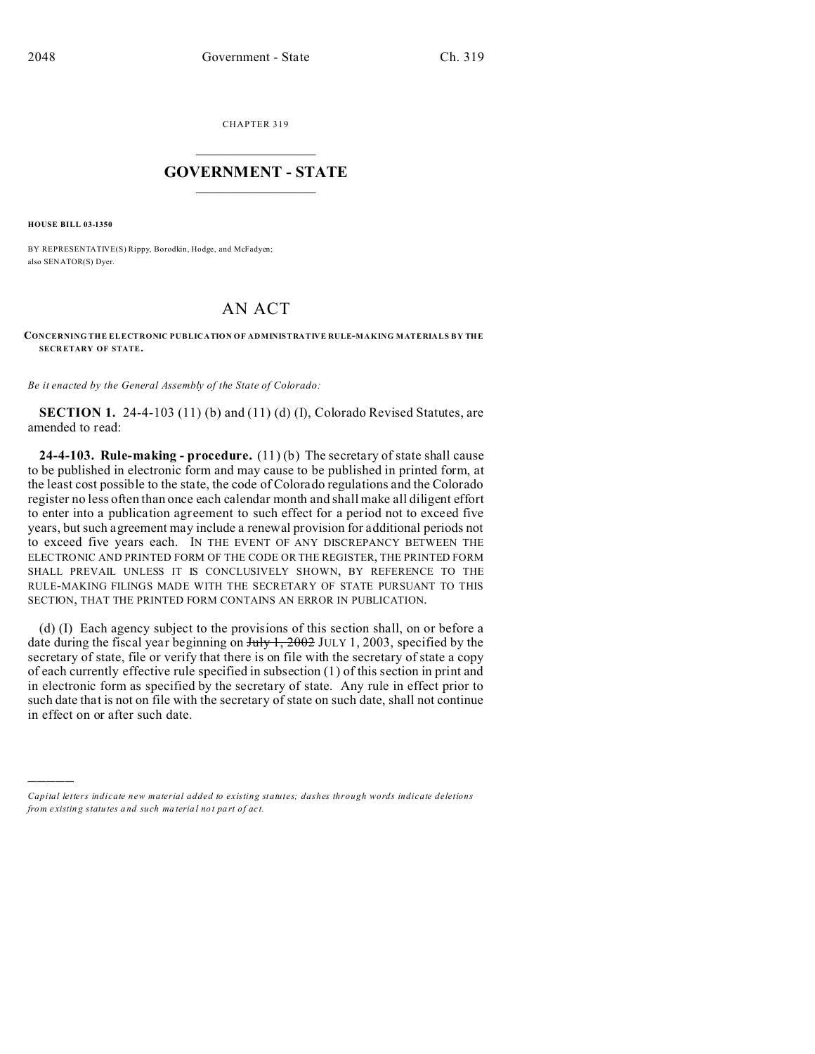CHAPTER 319

# GOVERNMENT - STATE

**HOUSE BILL 03-1350**

BY REPRESENTATIVE(S) Rippy, Borodkin, Hodge, and McFadyen;
also SENATOR(S) Dyer.

# AN ACT

**CONCERNING THE ELECTRONIC PUBLICATION OF ADMINISTRATIVE RULE-MAKING MATERIALS BY THE SECRETARY OF STATE.**

*Be it enacted by the General Assembly of the State of Colorado:*

**SECTION 1.** 24-4-103 (11) (b) and (11) (d) (I), Colorado Revised Statutes, are amended to read:

**24-4-103. Rule-making - procedure.** (11) (b) The secretary of state shall cause to be published in electronic form and may cause to be published in printed form, at the least cost possible to the state, the code of Colorado regulations and the Colorado register no less often than once each calendar month and shall make all diligent effort to enter into a publication agreement to such effect for a period not to exceed five years, but such agreement may include a renewal provision for additional periods not to exceed five years each. IN THE EVENT OF ANY DISCREPANCY BETWEEN THE ELECTRONIC AND PRINTED FORM OF THE CODE OR THE REGISTER, THE PRINTED FORM SHALL PREVAIL UNLESS IT IS CONCLUSIVELY SHOWN, BY REFERENCE TO THE RULE-MAKING FILINGS MADE WITH THE SECRETARY OF STATE PURSUANT TO THIS SECTION, THAT THE PRINTED FORM CONTAINS AN ERROR IN PUBLICATION.

(d) (I) Each agency subject to the provisions of this section shall, on or before a date during the fiscal year beginning on ~~July 1, 2002~~ JULY 1, 2003, specified by the secretary of state, file or verify that there is on file with the secretary of state a copy of each currently effective rule specified in subsection (1) of this section in print and in electronic form as specified by the secretary of state. Any rule in effect prior to such date that is not on file with the secretary of state on such date, shall not continue in effect on or after such date.

---

*Capital letters indicate new material added to existing statutes; dashes through words indicate deletions from existing statutes and such material not part of act.*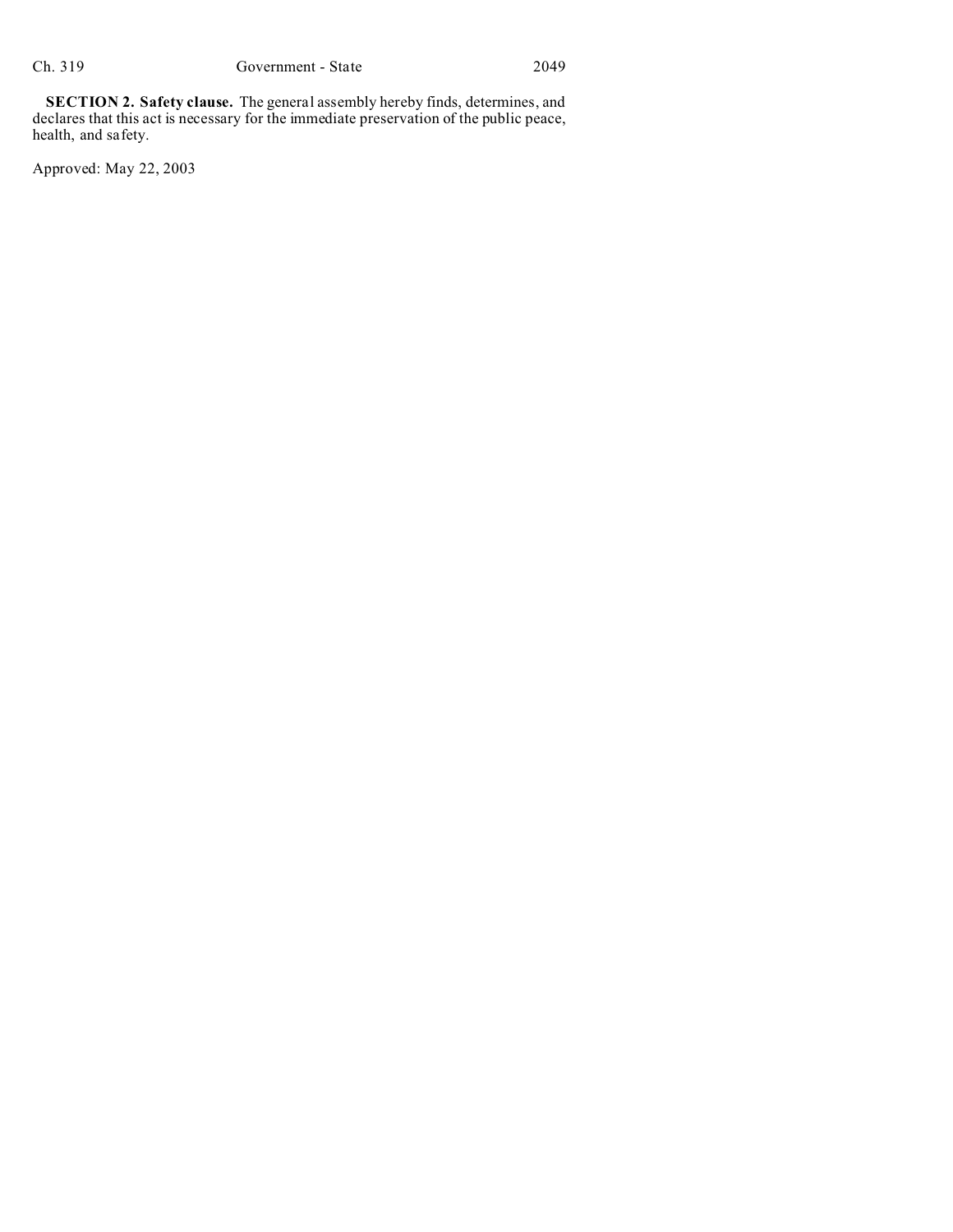**SECTION 2. Safety clause.** The general assembly hereby finds, determines, and declares that this act is necessary for the immediate preservation of the public peace, health, and safety.

Approved: May 22, 2003